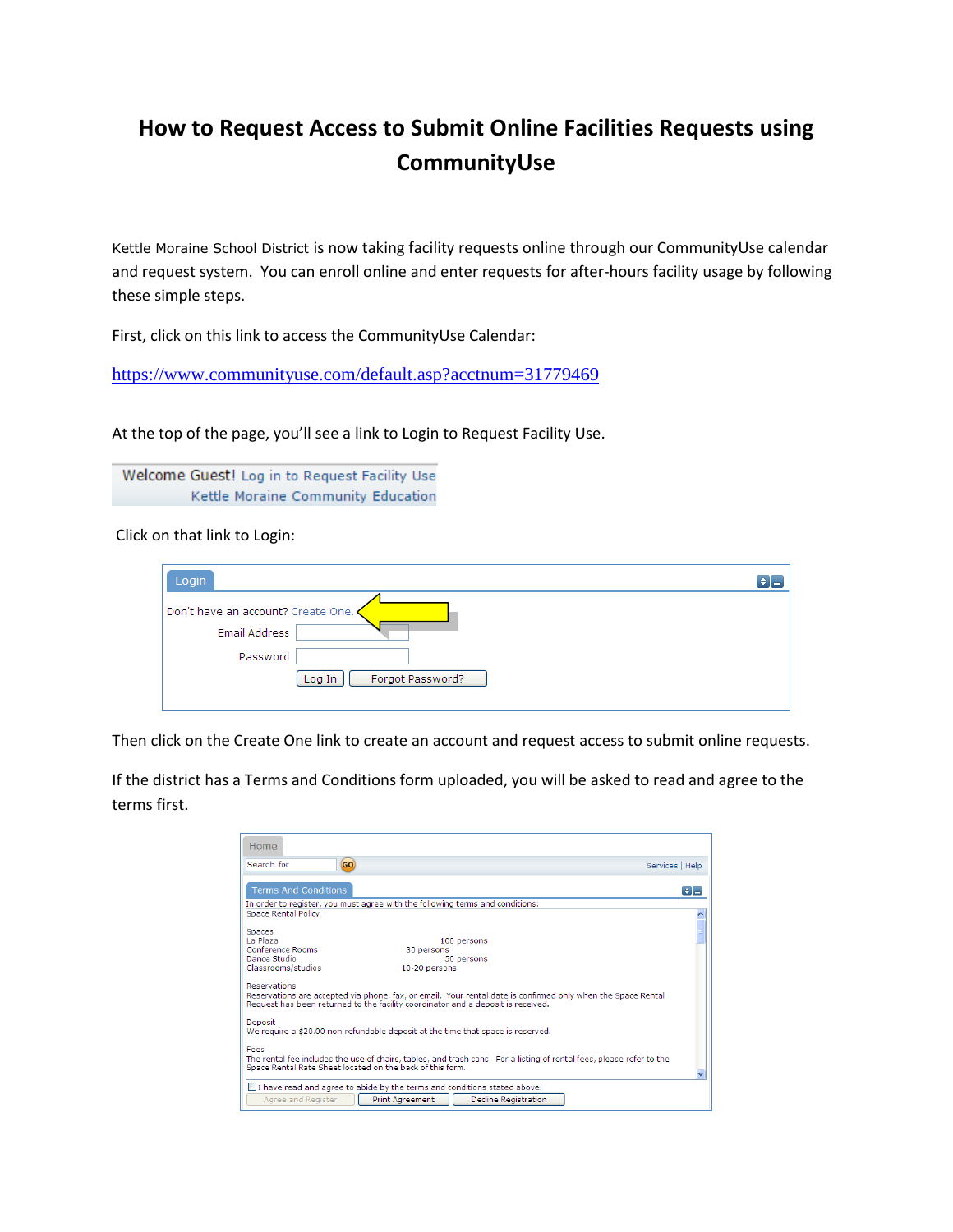# How to Request Access to Submit Online Facilities Requests using CommunityUse

Kettle Moraine School District is now taking facility requests online through our CommunityUse calendar and request system. You can enroll online and enter requests for after-hours facility usage by following these simple steps.

First, click on this link to access the CommunityUse Calendar:

https://www.communityuse.com/default.asp?acctnum=31779469

At the top of the page, you'll see a link to Login to Request Facility Use.

Click on that link to Login:

Then click on the Create One link to create an account and request access to submit online requests.

If the district has a Terms and Conditions form uploaded, you will be asked to read and agree to the terms first.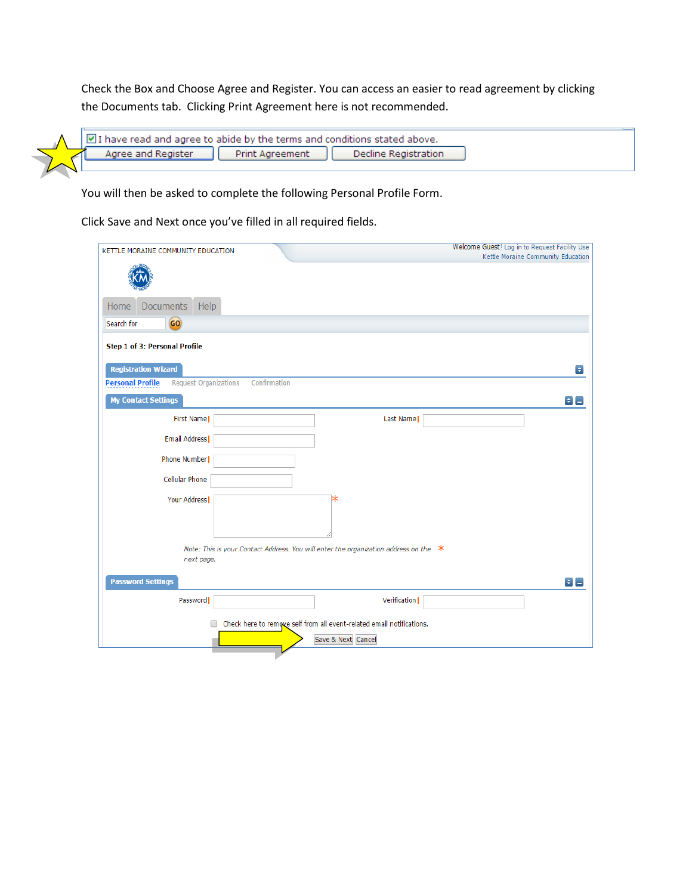Check the Box and Choose Agree and Register. You can access an easier to read agreement by clicking the Documents tab. Clicking Print Agreement here is not recommended.

☑ I have read and agree to abide by the terms and conditions stated above.

Agree and Register | Print Agreement | Decline Registration

You will then be asked to complete the following Personal Profile Form.

Click Save and Next once you've filled in all required fields.

KETTLE MORAINE COMMUNITY EDUCATION

Welcome Guest! Log in to Request Facility Use
Kettle Moraine Community Education

Home | Documents | Help

Search for GO

**Step 1 of 3: Personal Profile**

**Registration Wizard**

Personal Profile | Request Organizations | Confirmation

**My Contact Settings**

First Name | Last Name

Email Address

Phone Number

Cellular Phone

Your Address *

*Note: This is your Contact Address. You will enter the organization address on the next page.* *

**Password Settings**

Password | Verification

☐ Check here to remove self from all event-related email notifications.

Save & Next | Cancel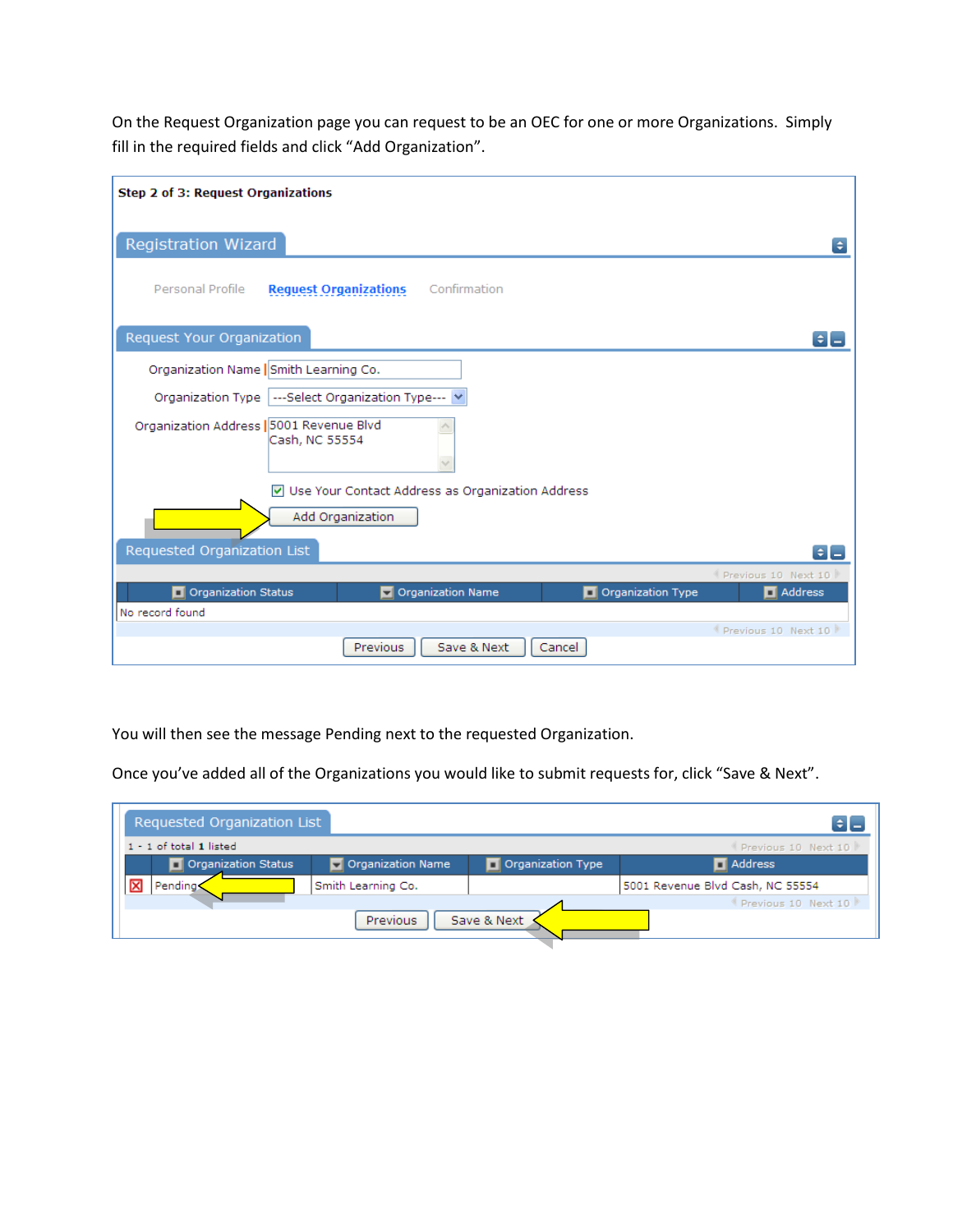On the Request Organization page you can request to be an OEC for one or more Organizations. Simply fill in the required fields and click "Add Organization".

**Step 2 of 3: Request Organizations**

Registration Wizard

Personal Profile | Request Organizations | Confirmation

Request Your Organization

Organization Name: Smith Learning Co.

Organization Type: ---Select Organization Type---

Organization Address: 5001 Revenue Blvd
Cash, NC 55554

☑ Use Your Contact Address as Organization Address

[Add Organization]

Requested Organization List

| Organization Status | Organization Name | Organization Type | Address |
|---|---|---|---|
| No record found | | | |

[Previous] [Save & Next] [Cancel]

You will then see the message Pending next to the requested Organization.

Once you've added all of the Organizations you would like to submit requests for, click "Save & Next".

Requested Organization List

1 - 1 of total 1 listed

| | Organization Status | Organization Name | Organization Type | Address |
|---|---|---|---|---|
| ☒ | Pending | Smith Learning Co. | | 5001 Revenue Blvd Cash, NC 55554 |

[Previous] [Save & Next]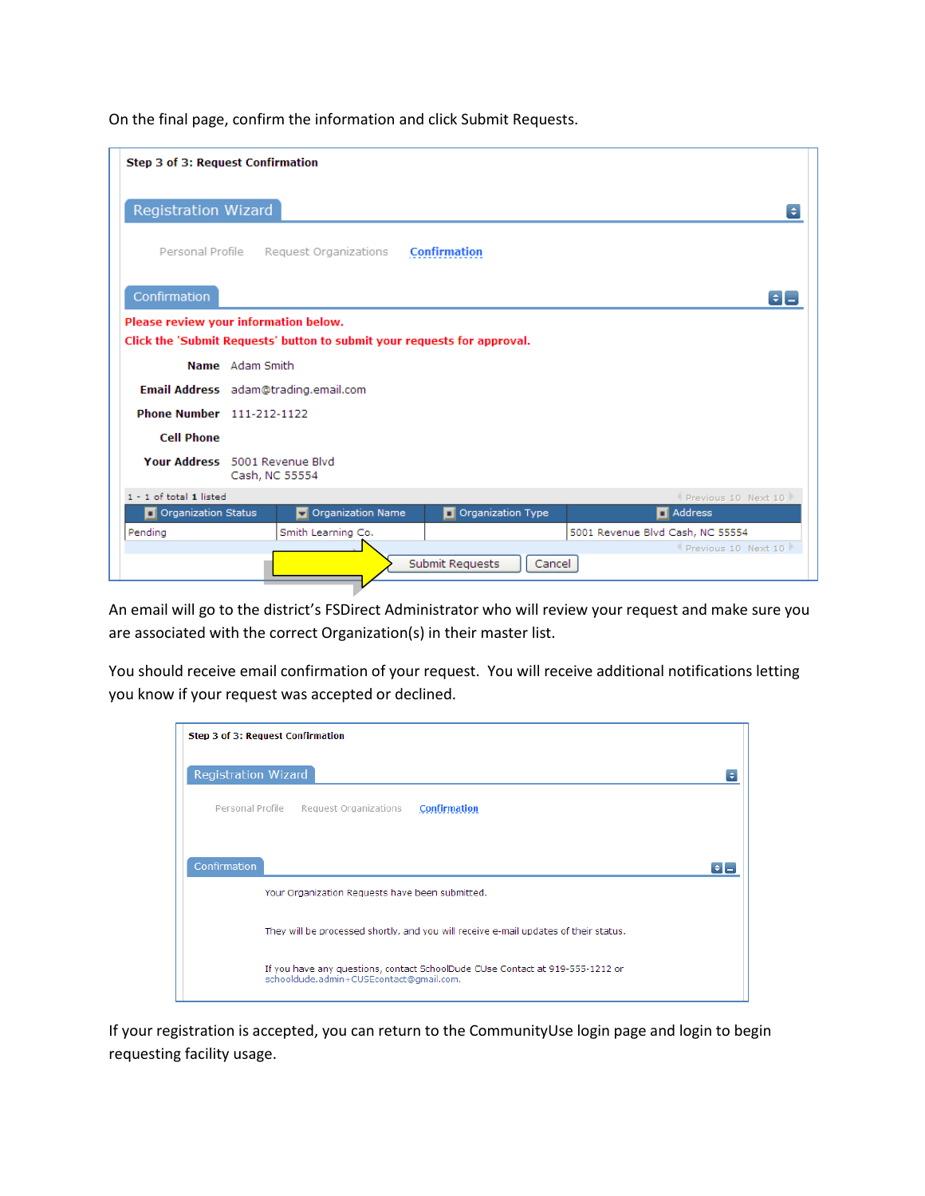On the final page, confirm the information and click Submit Requests.

**Step 3 of 3: Request Confirmation**

Registration Wizard

Personal Profile    Request Organizations    Confirmation

Confirmation

Please review your information below.
Click the 'Submit Requests' button to submit your requests for approval.

**Name** Adam Smith

**Email Address** adam@trading.email.com

**Phone Number** 111-212-1122

**Cell Phone**

**Your Address** 5001 Revenue Blvd
Cash, NC 55554

1 - 1 of total 1 listed    Previous 10  Next 10

| Organization Status | Organization Name | Organization Type | Address |
|---|---|---|---|
| Pending | Smith Learning Co. | | 5001 Revenue Blvd Cash, NC 55554 |

Previous 10  Next 10

Submit Requests    Cancel

An email will go to the district's FSDirect Administrator who will review your request and make sure you are associated with the correct Organization(s) in their master list.

You should receive email confirmation of your request. You will receive additional notifications letting you know if your request was accepted or declined.

**Step 3 of 3: Request Confirmation**

Registration Wizard

Personal Profile    Request Organizations    Confirmation

Confirmation

Your Organization Requests have been submitted.

They will be processed shortly, and you will receive e-mail updates of their status.

If you have any questions, contact SchoolDude CUse Contact at 919-555-1212 or schooldude.admin+CUSEcontact@gmail.com.

If your registration is accepted, you can return to the CommunityUse login page and login to begin requesting facility usage.